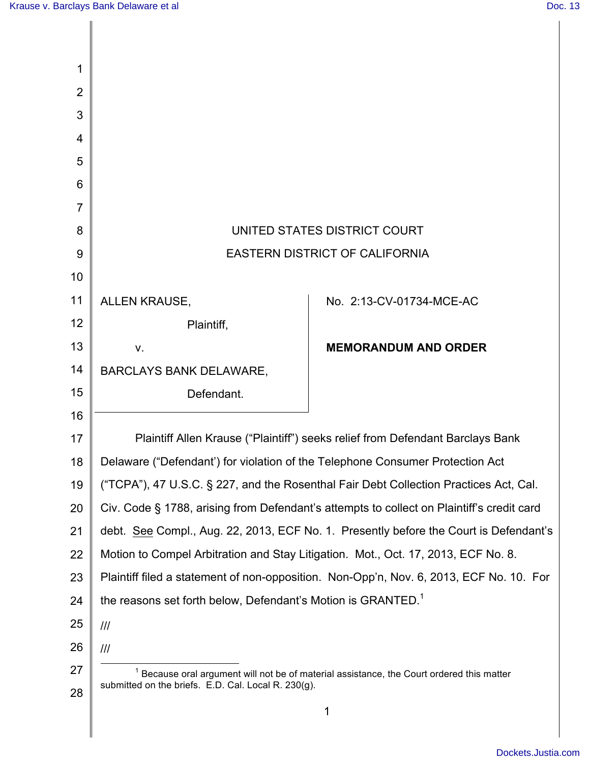UNITED STATES DISTRICT COURT

EASTERN DISTRICT OF CALIFORNIA

ALLEN KRAUSE,

Plaintiff,

v.

BARCLAYS BANK DELAWARE,

Defendant.

No. 2:13-CV-01734-MCE-AC

**MEMORANDUM AND ORDER**

Plaintiff Allen Krause ("Plaintiff") seeks relief from Defendant Barclays Bank Delaware ("Defendant') for violation of the Telephone Consumer Protection Act ("TCPA"), 47 U.S.C. § 227, and the Rosenthal Fair Debt Collection Practices Act, Cal. Civ. Code § 1788, arising from Defendant's attempts to collect on Plaintiff's credit card debt. See Compl., Aug. 22, 2013, ECF No. 1. Presently before the Court is Defendant's Motion to Compel Arbitration and Stay Litigation. Mot., Oct. 17, 2013, ECF No. 8. Plaintiff filed a statement of non-opposition. Non-Opp'n, Nov. 6, 2013, ECF No. 10. For the reasons set forth below, Defendant's Motion is GRANTED.[1]

///

///

[1] Because oral argument will not be of material assistance, the Court ordered this matter submitted on the briefs. E.D. Cal. Local R. 230(g).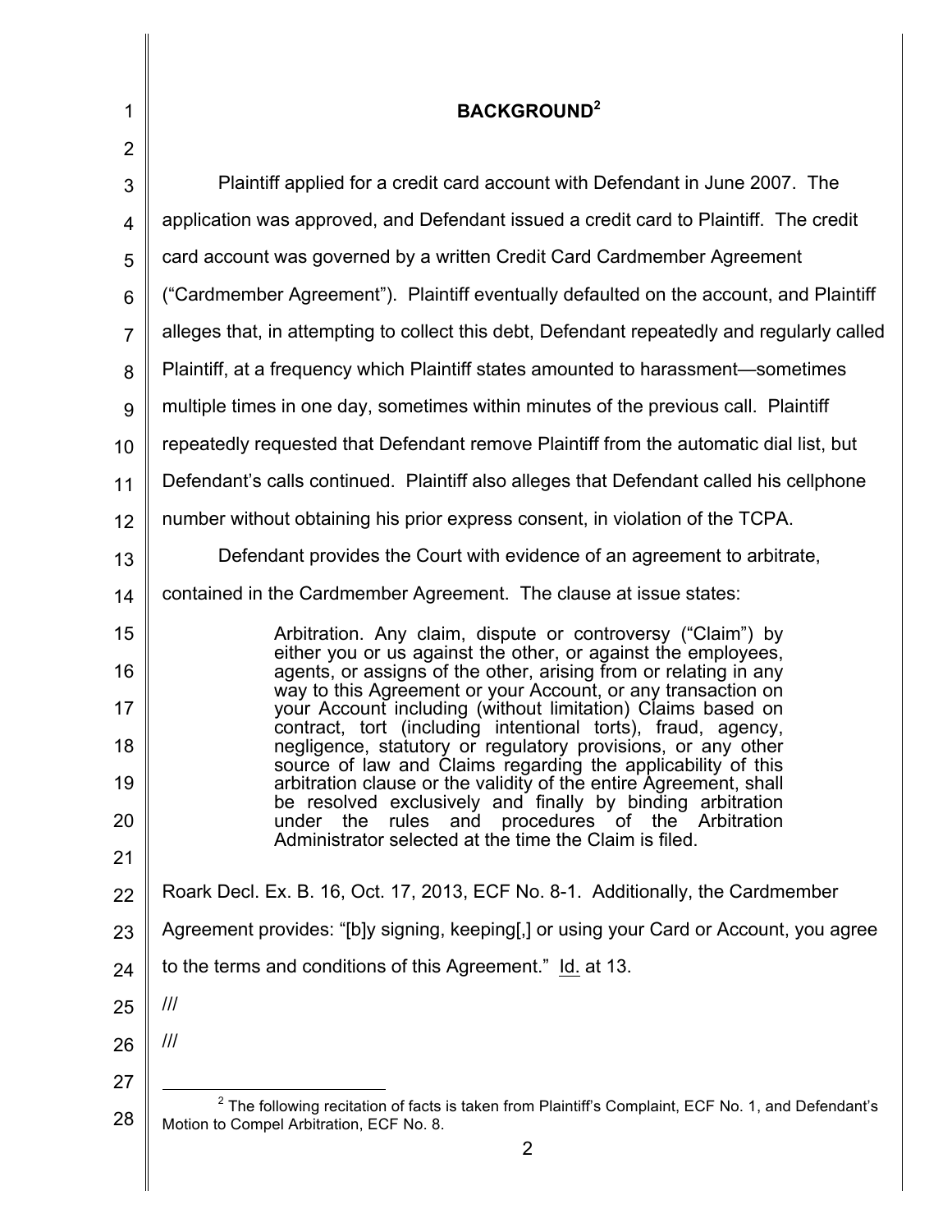## BACKGROUND[2]

Plaintiff applied for a credit card account with Defendant in June 2007. The application was approved, and Defendant issued a credit card to Plaintiff. The credit card account was governed by a written Credit Card Cardmember Agreement ("Cardmember Agreement"). Plaintiff eventually defaulted on the account, and Plaintiff alleges that, in attempting to collect this debt, Defendant repeatedly and regularly called Plaintiff, at a frequency which Plaintiff states amounted to harassment—sometimes multiple times in one day, sometimes within minutes of the previous call. Plaintiff repeatedly requested that Defendant remove Plaintiff from the automatic dial list, but Defendant's calls continued. Plaintiff also alleges that Defendant called his cellphone number without obtaining his prior express consent, in violation of the TCPA.

Defendant provides the Court with evidence of an agreement to arbitrate, contained in the Cardmember Agreement. The clause at issue states:

> Arbitration. Any claim, dispute or controversy ("Claim") by either you or us against the other, or against the employees, agents, or assigns of the other, arising from or relating in any way to this Agreement or your Account, or any transaction on your Account including (without limitation) Claims based on contract, tort (including intentional torts), fraud, agency, negligence, statutory or regulatory provisions, or any other source of law and Claims regarding the applicability of this arbitration clause or the validity of the entire Agreement, shall be resolved exclusively and finally by binding arbitration under the rules and procedures of the Arbitration Administrator selected at the time the Claim is filed.

Roark Decl. Ex. B. 16, Oct. 17, 2013, ECF No. 8-1. Additionally, the Cardmember Agreement provides: "[b]y signing, keeping[,] or using your Card or Account, you agree to the terms and conditions of this Agreement." Id. at 13.

///

///

[2] The following recitation of facts is taken from Plaintiff's Complaint, ECF No. 1, and Defendant's Motion to Compel Arbitration, ECF No. 8.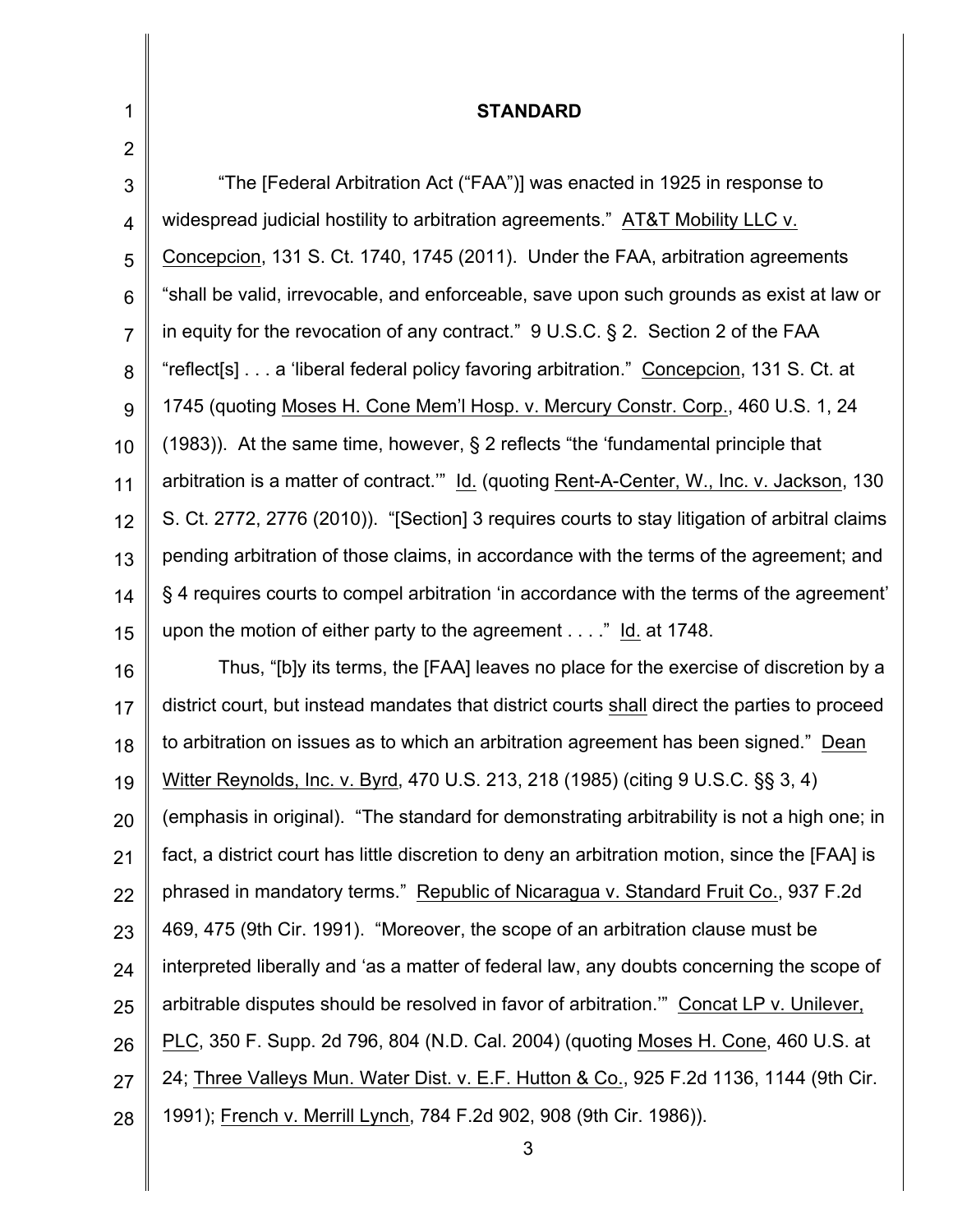## STANDARD

"The [Federal Arbitration Act ("FAA")] was enacted in 1925 in response to widespread judicial hostility to arbitration agreements." AT&T Mobility LLC v. Concepcion, 131 S. Ct. 1740, 1745 (2011). Under the FAA, arbitration agreements "shall be valid, irrevocable, and enforceable, save upon such grounds as exist at law or in equity for the revocation of any contract." 9 U.S.C. § 2. Section 2 of the FAA "reflect[s] . . . a 'liberal federal policy favoring arbitration." Concepcion, 131 S. Ct. at 1745 (quoting Moses H. Cone Mem'l Hosp. v. Mercury Constr. Corp., 460 U.S. 1, 24 (1983)). At the same time, however, § 2 reflects "the 'fundamental principle that arbitration is a matter of contract.'" Id. (quoting Rent-A-Center, W., Inc. v. Jackson, 130 S. Ct. 2772, 2776 (2010)). "[Section] 3 requires courts to stay litigation of arbitral claims pending arbitration of those claims, in accordance with the terms of the agreement; and § 4 requires courts to compel arbitration 'in accordance with the terms of the agreement' upon the motion of either party to the agreement . . . ." Id. at 1748.

Thus, "[b]y its terms, the [FAA] leaves no place for the exercise of discretion by a district court, but instead mandates that district courts shall direct the parties to proceed to arbitration on issues as to which an arbitration agreement has been signed." Dean Witter Reynolds, Inc. v. Byrd, 470 U.S. 213, 218 (1985) (citing 9 U.S.C. §§ 3, 4) (emphasis in original). "The standard for demonstrating arbitrability is not a high one; in fact, a district court has little discretion to deny an arbitration motion, since the [FAA] is phrased in mandatory terms." Republic of Nicaragua v. Standard Fruit Co., 937 F.2d 469, 475 (9th Cir. 1991). "Moreover, the scope of an arbitration clause must be interpreted liberally and 'as a matter of federal law, any doubts concerning the scope of arbitrable disputes should be resolved in favor of arbitration.'" Concat LP v. Unilever, PLC, 350 F. Supp. 2d 796, 804 (N.D. Cal. 2004) (quoting Moses H. Cone, 460 U.S. at 24; Three Valleys Mun. Water Dist. v. E.F. Hutton & Co., 925 F.2d 1136, 1144 (9th Cir. 1991); French v. Merrill Lynch, 784 F.2d 902, 908 (9th Cir. 1986)).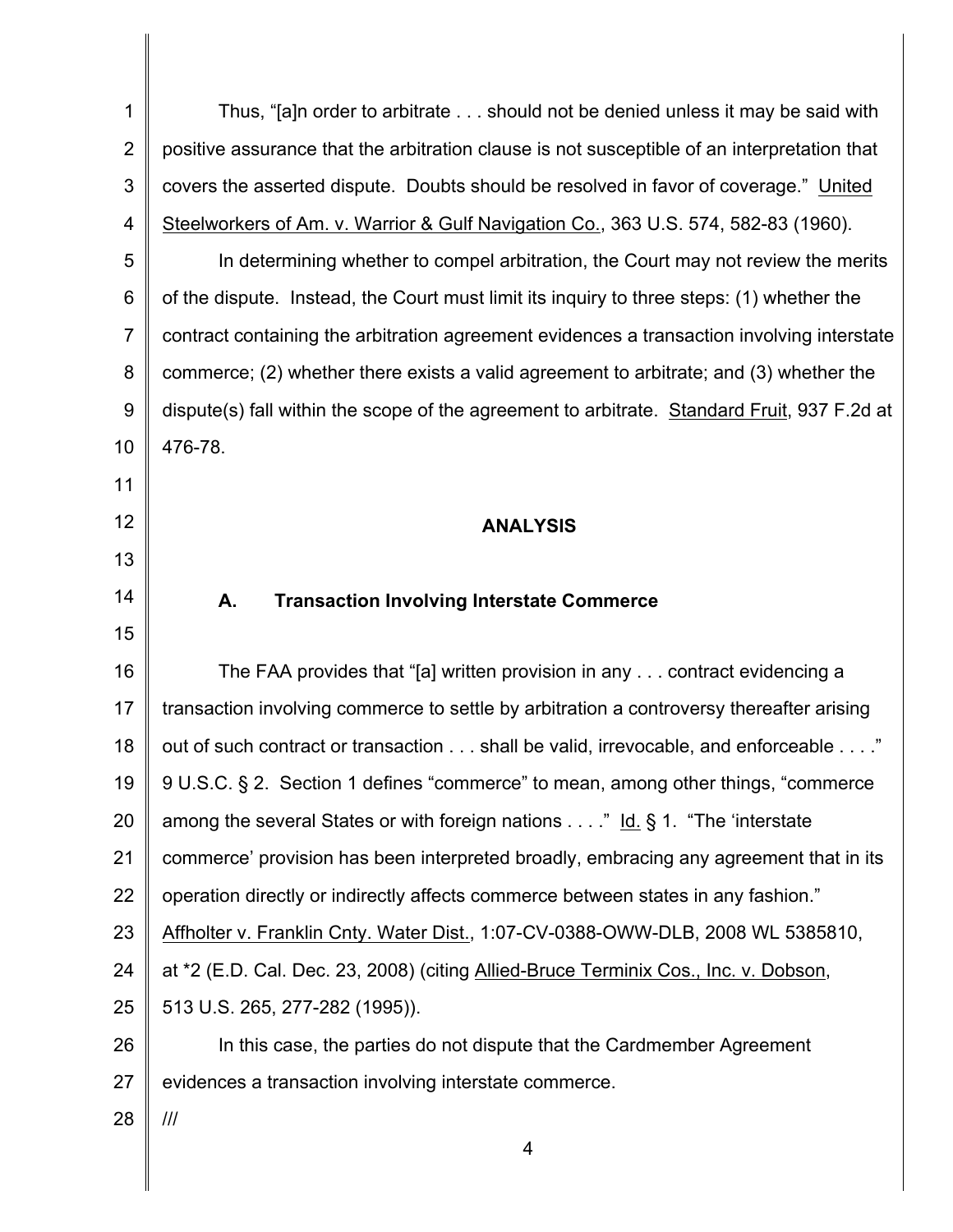Thus, "[a]n order to arbitrate . . . should not be denied unless it may be said with positive assurance that the arbitration clause is not susceptible of an interpretation that covers the asserted dispute. Doubts should be resolved in favor of coverage." United Steelworkers of Am. v. Warrior & Gulf Navigation Co., 363 U.S. 574, 582-83 (1960).

In determining whether to compel arbitration, the Court may not review the merits of the dispute. Instead, the Court must limit its inquiry to three steps: (1) whether the contract containing the arbitration agreement evidences a transaction involving interstate commerce; (2) whether there exists a valid agreement to arbitrate; and (3) whether the dispute(s) fall within the scope of the agreement to arbitrate. Standard Fruit, 937 F.2d at 476-78.

## ANALYSIS

### A. Transaction Involving Interstate Commerce

The FAA provides that "[a] written provision in any . . . contract evidencing a transaction involving commerce to settle by arbitration a controversy thereafter arising out of such contract or transaction . . . shall be valid, irrevocable, and enforceable . . . ." 9 U.S.C. § 2. Section 1 defines "commerce" to mean, among other things, "commerce among the several States or with foreign nations . . . ." Id. § 1. "The 'interstate commerce' provision has been interpreted broadly, embracing any agreement that in its operation directly or indirectly affects commerce between states in any fashion." Affholter v. Franklin Cnty. Water Dist., 1:07-CV-0388-OWW-DLB, 2008 WL 5385810, at *2 (E.D. Cal. Dec. 23, 2008) (citing Allied-Bruce Terminix Cos., Inc. v. Dobson, 513 U.S. 265, 277-282 (1995)).

In this case, the parties do not dispute that the Cardmember Agreement evidences a transaction involving interstate commerce.

///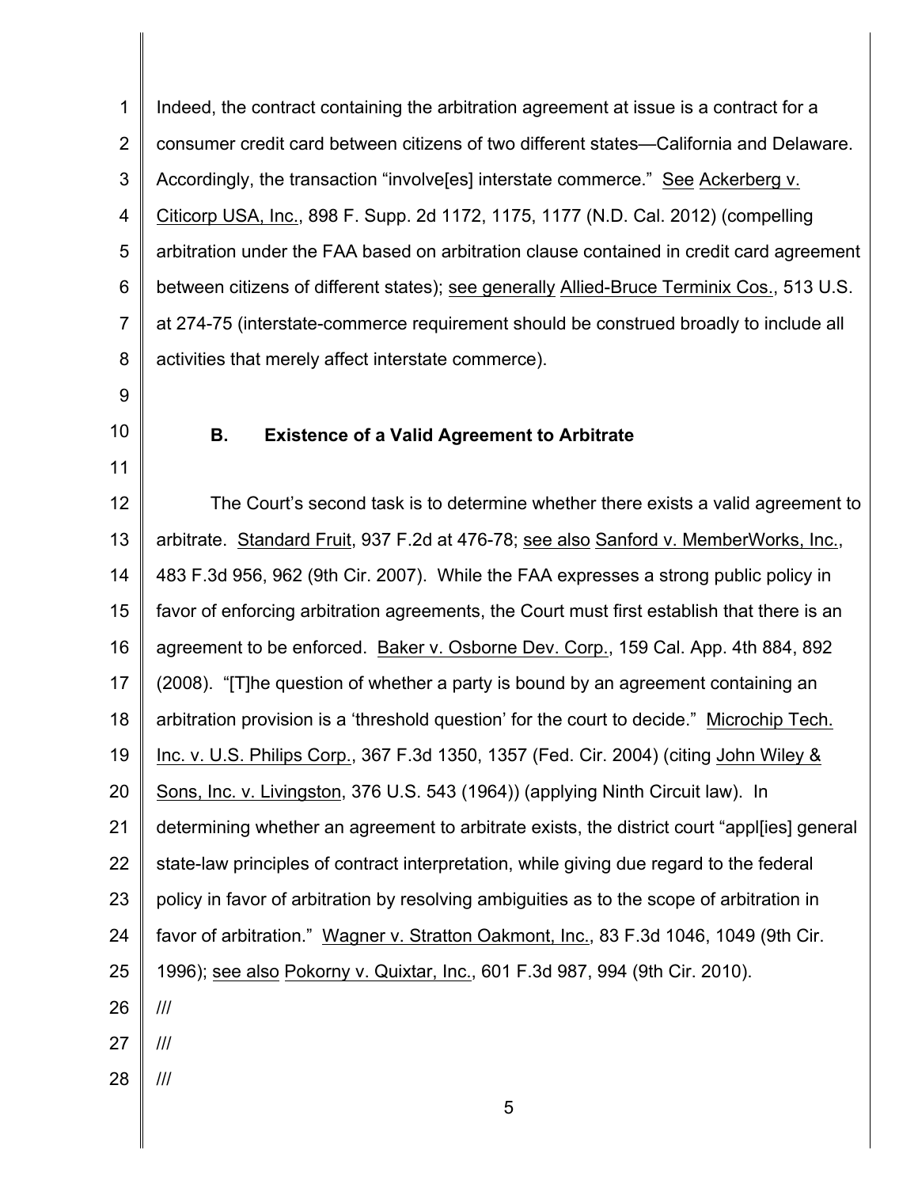Indeed, the contract containing the arbitration agreement at issue is a contract for a consumer credit card between citizens of two different states—California and Delaware. Accordingly, the transaction "involve[es] interstate commerce." See Ackerberg v. Citicorp USA, Inc., 898 F. Supp. 2d 1172, 1175, 1177 (N.D. Cal. 2012) (compelling arbitration under the FAA based on arbitration clause contained in credit card agreement between citizens of different states); see generally Allied-Bruce Terminix Cos., 513 U.S. at 274-75 (interstate-commerce requirement should be construed broadly to include all activities that merely affect interstate commerce).

### B. Existence of a Valid Agreement to Arbitrate

The Court's second task is to determine whether there exists a valid agreement to arbitrate. Standard Fruit, 937 F.2d at 476-78; see also Sanford v. MemberWorks, Inc., 483 F.3d 956, 962 (9th Cir. 2007). While the FAA expresses a strong public policy in favor of enforcing arbitration agreements, the Court must first establish that there is an agreement to be enforced. Baker v. Osborne Dev. Corp., 159 Cal. App. 4th 884, 892 (2008). "[T]he question of whether a party is bound by an agreement containing an arbitration provision is a 'threshold question' for the court to decide." Microchip Tech. Inc. v. U.S. Philips Corp., 367 F.3d 1350, 1357 (Fed. Cir. 2004) (citing John Wiley & Sons, Inc. v. Livingston, 376 U.S. 543 (1964)) (applying Ninth Circuit law). In determining whether an agreement to arbitrate exists, the district court "appl[ies] general state-law principles of contract interpretation, while giving due regard to the federal policy in favor of arbitration by resolving ambiguities as to the scope of arbitration in favor of arbitration." Wagner v. Stratton Oakmont, Inc., 83 F.3d 1046, 1049 (9th Cir. 1996); see also Pokorny v. Quixtar, Inc., 601 F.3d 987, 994 (9th Cir. 2010).

///

///

///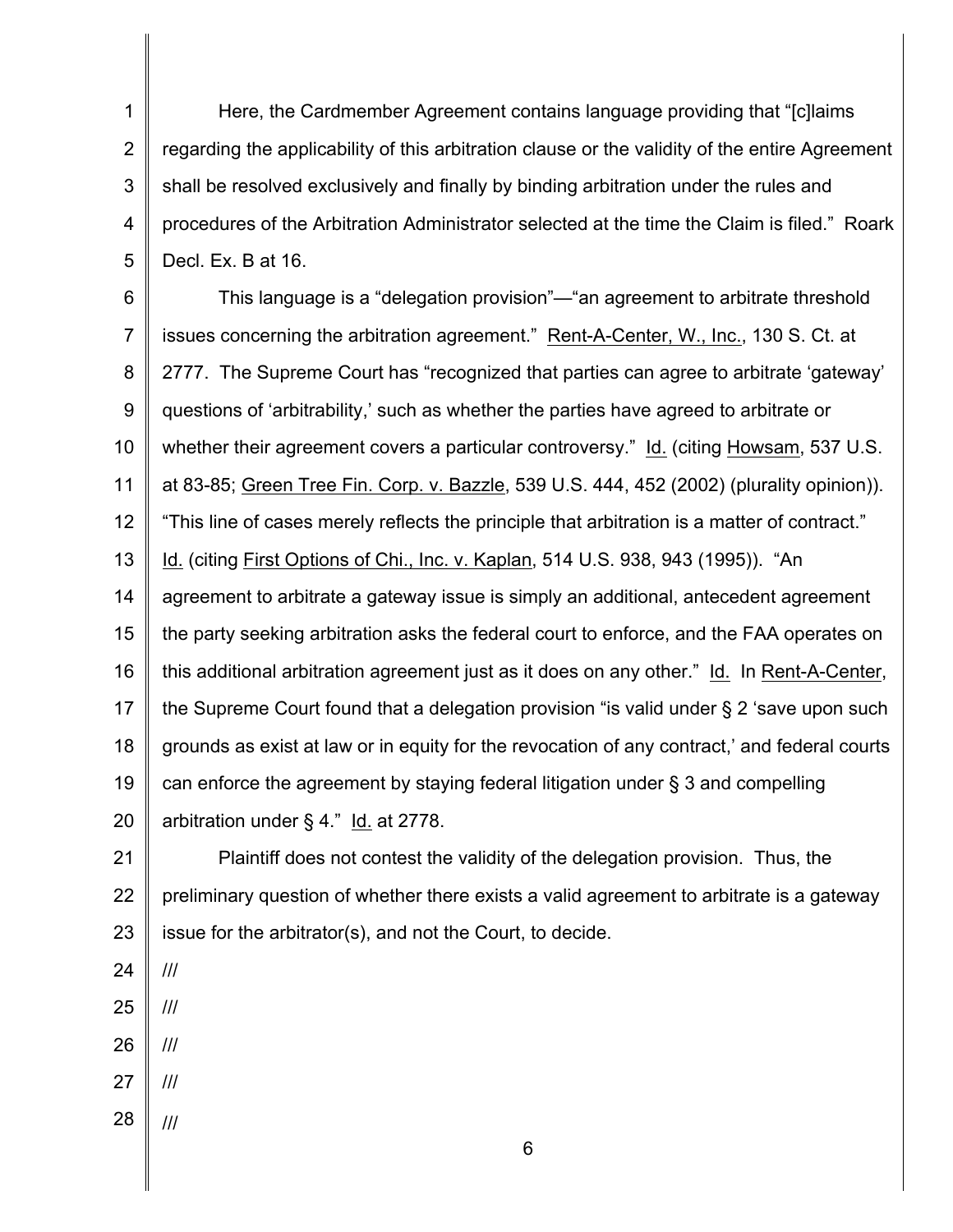Here, the Cardmember Agreement contains language providing that "[c]laims regarding the applicability of this arbitration clause or the validity of the entire Agreement shall be resolved exclusively and finally by binding arbitration under the rules and procedures of the Arbitration Administrator selected at the time the Claim is filed." Roark Decl. Ex. B at 16.

This language is a "delegation provision"—"an agreement to arbitrate threshold issues concerning the arbitration agreement." Rent-A-Center, W., Inc., 130 S. Ct. at 2777. The Supreme Court has "recognized that parties can agree to arbitrate 'gateway' questions of 'arbitrability,' such as whether the parties have agreed to arbitrate or whether their agreement covers a particular controversy." Id. (citing Howsam, 537 U.S. at 83-85; Green Tree Fin. Corp. v. Bazzle, 539 U.S. 444, 452 (2002) (plurality opinion)). "This line of cases merely reflects the principle that arbitration is a matter of contract." Id. (citing First Options of Chi., Inc. v. Kaplan, 514 U.S. 938, 943 (1995)). "An agreement to arbitrate a gateway issue is simply an additional, antecedent agreement the party seeking arbitration asks the federal court to enforce, and the FAA operates on this additional arbitration agreement just as it does on any other." Id. In Rent-A-Center, the Supreme Court found that a delegation provision "is valid under § 2 'save upon such grounds as exist at law or in equity for the revocation of any contract,' and federal courts can enforce the agreement by staying federal litigation under § 3 and compelling arbitration under § 4." Id. at 2778.

Plaintiff does not contest the validity of the delegation provision. Thus, the preliminary question of whether there exists a valid agreement to arbitrate is a gateway issue for the arbitrator(s), and not the Court, to decide.

///

///

///

///

///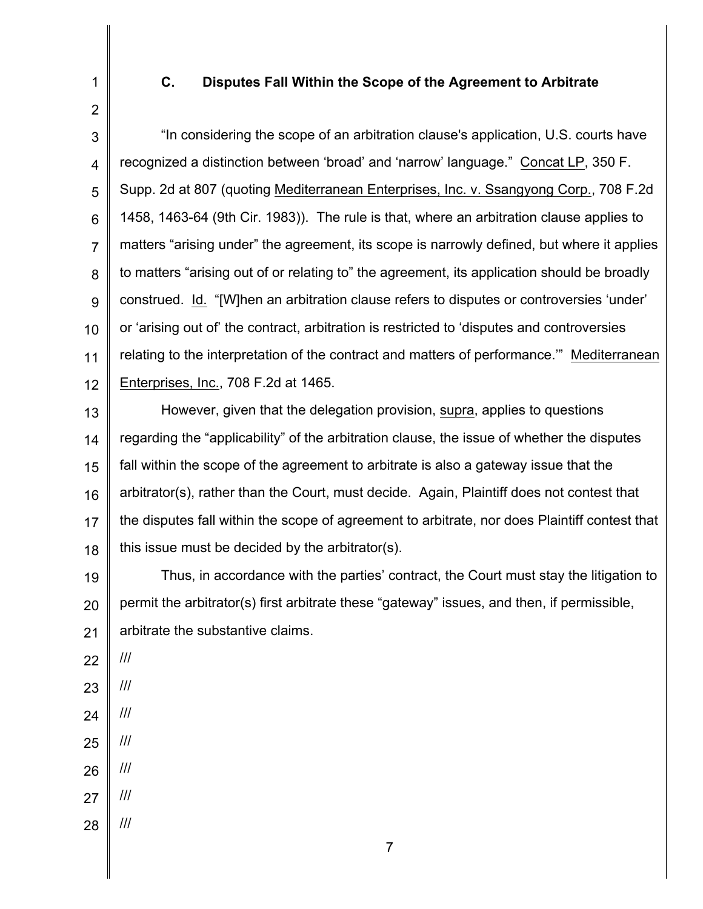### C. Disputes Fall Within the Scope of the Agreement to Arbitrate

"In considering the scope of an arbitration clause's application, U.S. courts have recognized a distinction between 'broad' and 'narrow' language." Concat LP, 350 F. Supp. 2d at 807 (quoting Mediterranean Enterprises, Inc. v. Ssangyong Corp., 708 F.2d 1458, 1463-64 (9th Cir. 1983)). The rule is that, where an arbitration clause applies to matters "arising under" the agreement, its scope is narrowly defined, but where it applies to matters "arising out of or relating to" the agreement, its application should be broadly construed. Id. "[W]hen an arbitration clause refers to disputes or controversies 'under' or 'arising out of' the contract, arbitration is restricted to 'disputes and controversies relating to the interpretation of the contract and matters of performance.'" Mediterranean Enterprises, Inc., 708 F.2d at 1465.

However, given that the delegation provision, supra, applies to questions regarding the "applicability" of the arbitration clause, the issue of whether the disputes fall within the scope of the agreement to arbitrate is also a gateway issue that the arbitrator(s), rather than the Court, must decide. Again, Plaintiff does not contest that the disputes fall within the scope of agreement to arbitrate, nor does Plaintiff contest that this issue must be decided by the arbitrator(s).

Thus, in accordance with the parties' contract, the Court must stay the litigation to permit the arbitrator(s) first arbitrate these "gateway" issues, and then, if permissible, arbitrate the substantive claims.

///

///

///

///

///

///

///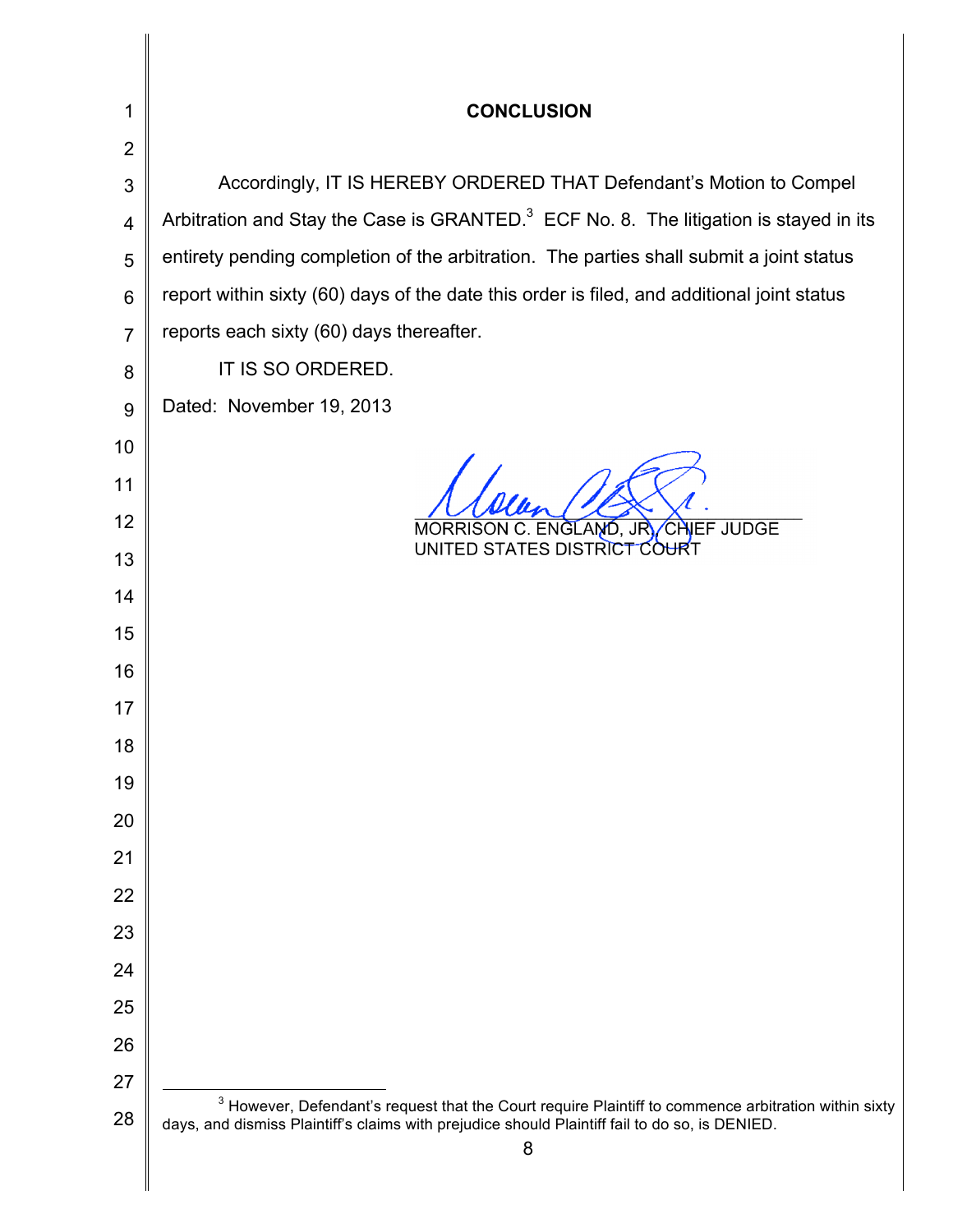## CONCLUSION

Accordingly, IT IS HEREBY ORDERED THAT Defendant's Motion to Compel Arbitration and Stay the Case is GRANTED.[3] ECF No. 8. The litigation is stayed in its entirety pending completion of the arbitration. The parties shall submit a joint status report within sixty (60) days of the date this order is filed, and additional joint status reports each sixty (60) days thereafter.

IT IS SO ORDERED.

Dated: November 19, 2013

MORRISON C. ENGLAND, JR, CHIEF JUDGE
UNITED STATES DISTRICT COURT

[3] However, Defendant's request that the Court require Plaintiff to commence arbitration within sixty days, and dismiss Plaintiff's claims with prejudice should Plaintiff fail to do so, is DENIED.